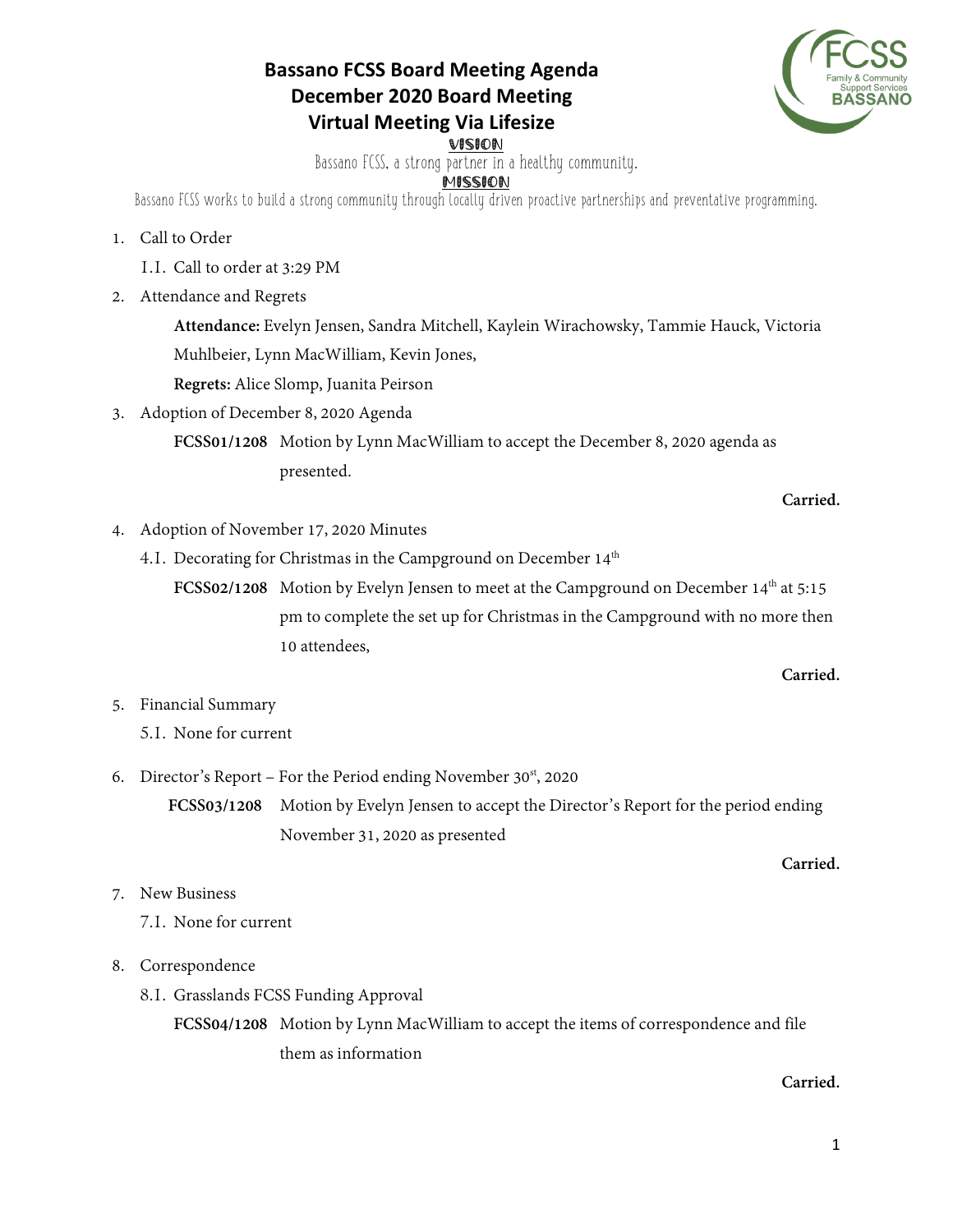# Bassano FCSS Board Meeting Agenda
# December 2020 Board Meeting
# Virtual Meeting Via Lifesize

**VISION**

Bassano FCSS, a strong partner in a healthy community.

**MISSION**

Bassano FCSS works to build a strong community through locally driven proactive partnerships and preventative programming.

1. Call to Order
   1.1. Call to order at 3:29 PM
2. Attendance and Regrets

   **Attendance:** Evelyn Jensen, Sandra Mitchell, Kaylein Wirachowsky, Tammie Hauck, Victoria Muhlbeier, Lynn MacWilliam, Kevin Jones,

   **Regrets:** Alice Slomp, Juanita Peirson
3. Adoption of December 8, 2020 Agenda

   **FCSS01/1208** Motion by Lynn MacWilliam to accept the December 8, 2020 agenda as presented.

   **Carried.**
4. Adoption of November 17, 2020 Minutes
   4.1. Decorating for Christmas in the Campground on December 14th

   **FCSS02/1208** Motion by Evelyn Jensen to meet at the Campground on December 14th at 5:15 pm to complete the set up for Christmas in the Campground with no more then 10 attendees,

   **Carried.**
5. Financial Summary
   5.1. None for current
6. Director's Report – For the Period ending November 30st, 2020

   **FCSS03/1208** Motion by Evelyn Jensen to accept the Director's Report for the period ending November 31, 2020 as presented

   **Carried.**
7. New Business
   7.1. None for current
8. Correspondence
   8.1. Grasslands FCSS Funding Approval

   **FCSS04/1208** Motion by Lynn MacWilliam to accept the items of correspondence and file them as information

   **Carried.**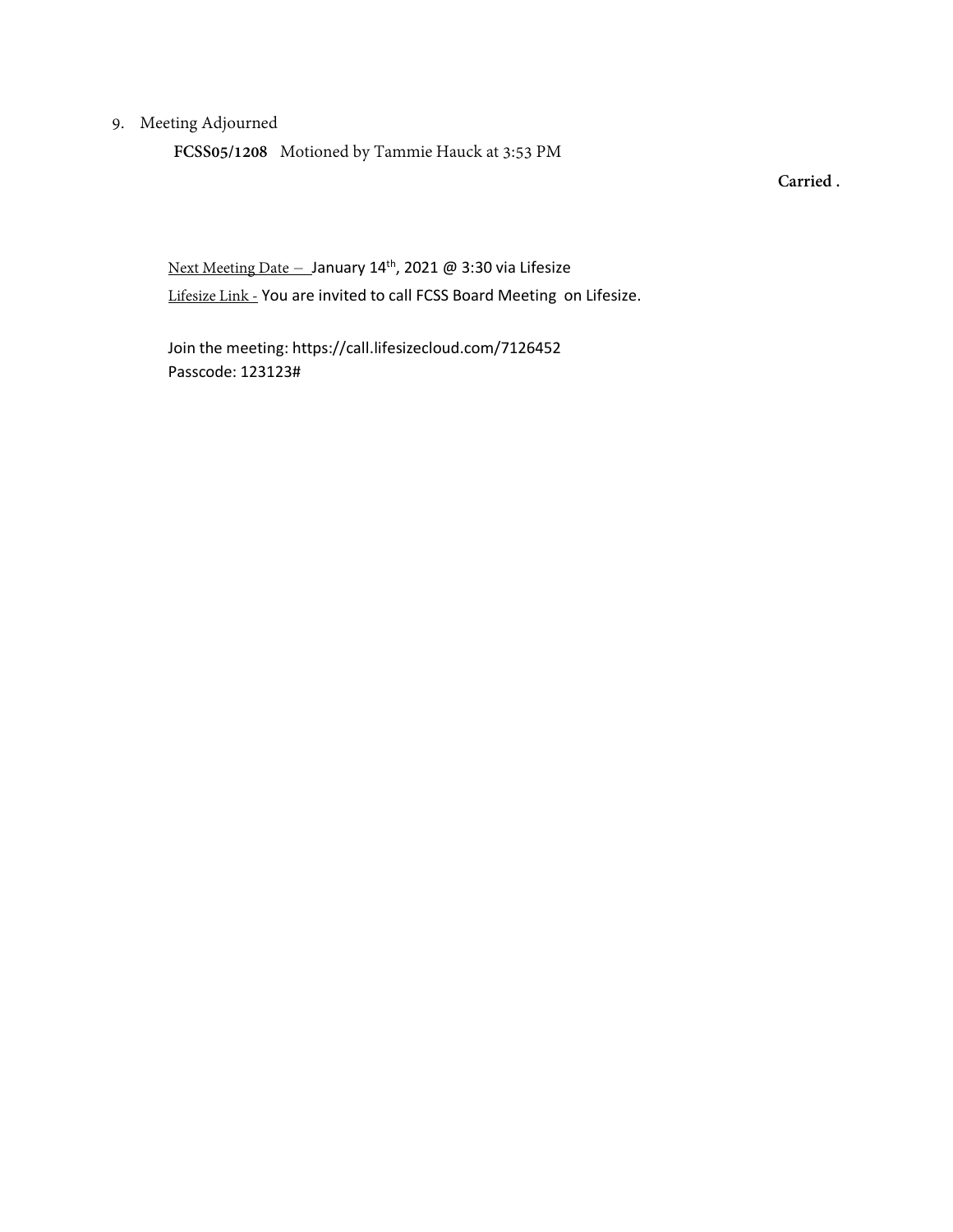9. Meeting Adjourned

   **FCSS05/1208** Motioned by Tammie Hauck at 3:53 PM

**Carried .**

Next Meeting Date – January 14th, 2021 @ 3:30 via Lifesize

Lifesize Link - You are invited to call FCSS Board Meeting on Lifesize.

Join the meeting: https://call.lifesizecloud.com/7126452

Passcode: 123123#